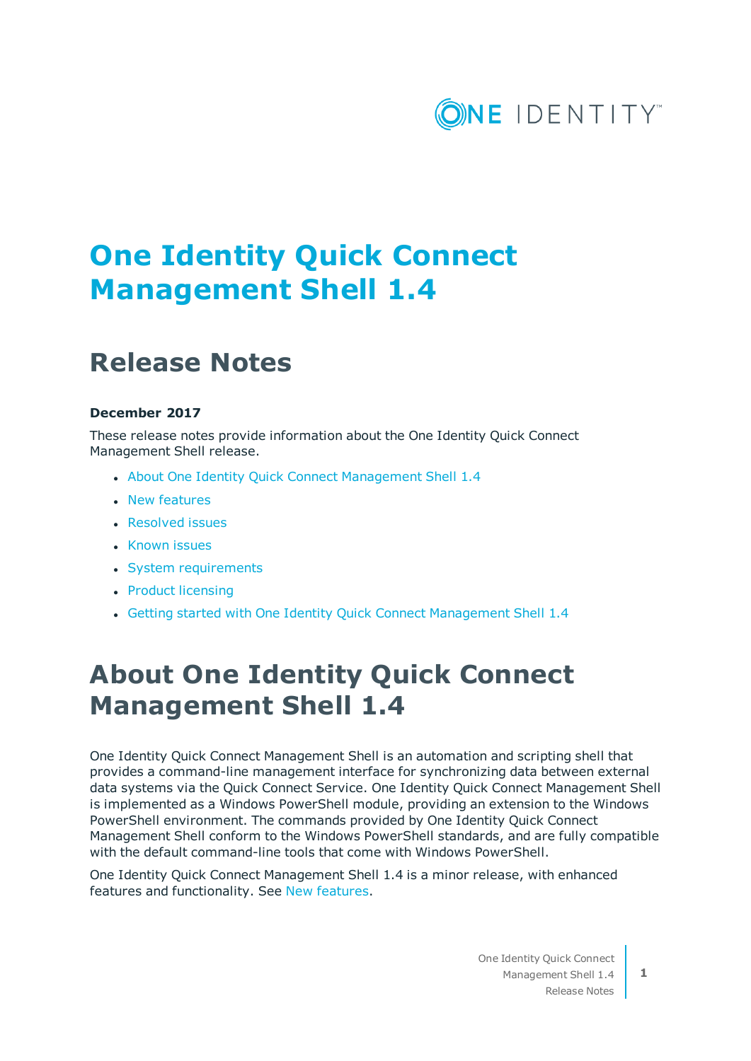# One Identity Quick Connect Management Shell 1.4

## Release Notes

**December 2017**

These release notes provide information about the One Identity Quick Connect Management Shell release.

- About One Identity Quick Connect Management Shell 1.4
- New features
- Resolved issues
- Known issues
- System requirements
- Product licensing
- Getting started with One Identity Quick Connect Management Shell 1.4

# About One Identity Quick Connect Management Shell 1.4

One Identity Quick Connect Management Shell is an automation and scripting shell that provides a command-line management interface for synchronizing data between external data systems via the Quick Connect Service. One Identity Quick Connect Management Shell is implemented as a Windows PowerShell module, providing an extension to the Windows PowerShell environment. The commands provided by One Identity Quick Connect Management Shell conform to the Windows PowerShell standards, and are fully compatible with the default command-line tools that come with Windows PowerShell.

One Identity Quick Connect Management Shell 1.4 is a minor release, with enhanced features and functionality. See New features.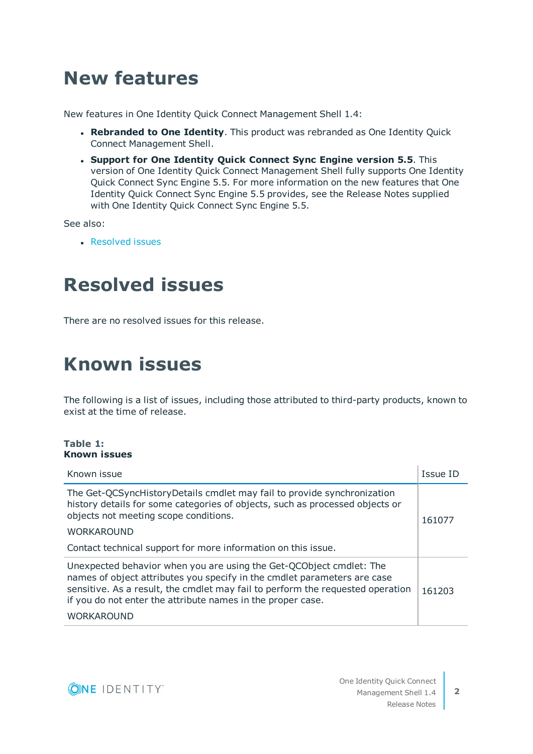# New features

New features in One Identity Quick Connect Management Shell 1.4:

- **Rebranded to One Identity**. This product was rebranded as One Identity Quick Connect Management Shell.
- **Support for One Identity Quick Connect Sync Engine version 5.5**. This version of One Identity Quick Connect Management Shell fully supports One Identity Quick Connect Sync Engine 5.5. For more information on the new features that One Identity Quick Connect Sync Engine 5.5 provides, see the Release Notes supplied with One Identity Quick Connect Sync Engine 5.5.

See also:

- Resolved issues

# Resolved issues

There are no resolved issues for this release.

# Known issues

The following is a list of issues, including those attributed to third-party products, known to exist at the time of release.

**Table 1:**
**Known issues**

| Known issue | Issue ID |
|---|---|
| The Get-QCSyncHistoryDetails cmdlet may fail to provide synchronization history details for some categories of objects, such as processed objects or objects not meeting scope conditions.<br>WORKAROUND<br>Contact technical support for more information on this issue. | 161077 |
| Unexpected behavior when you are using the Get-QCObject cmdlet: The names of object attributes you specify in the cmdlet parameters are case sensitive. As a result, the cmdlet may fail to perform the requested operation if you do not enter the attribute names in the proper case.<br>WORKAROUND | 161203 |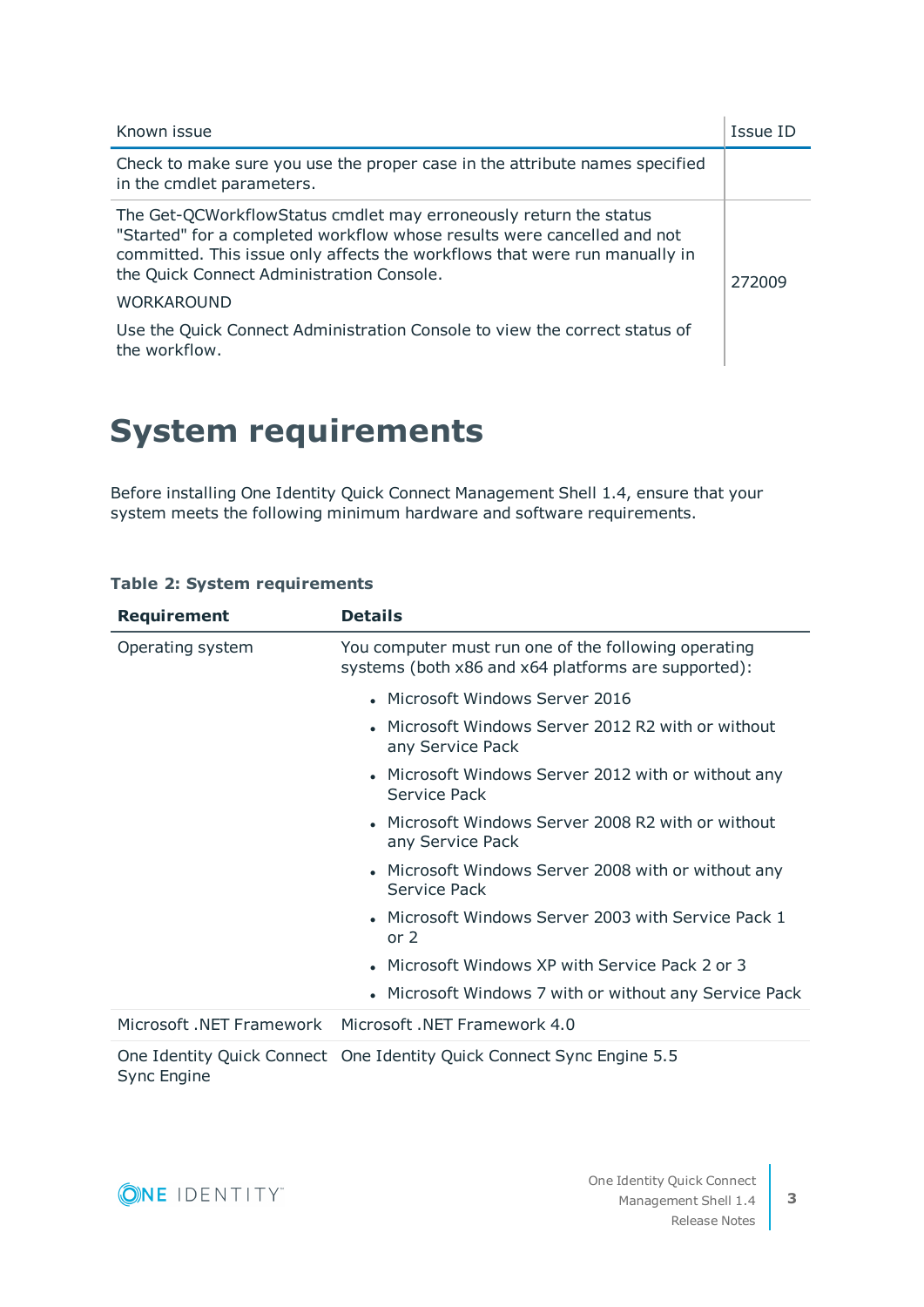| Known issue | Issue ID |
| --- | --- |
| Check to make sure you use the proper case in the attribute names specified in the cmdlet parameters. | |
| The Get-QCWorkflowStatus cmdlet may erroneously return the status "Started" for a completed workflow whose results were cancelled and not committed. This issue only affects the workflows that were run manually in the Quick Connect Administration Console.<br><br>WORKAROUND<br><br>Use the Quick Connect Administration Console to view the correct status of the workflow. | 272009 |

# System requirements

Before installing One Identity Quick Connect Management Shell 1.4, ensure that your system meets the following minimum hardware and software requirements.

**Table 2: System requirements**

| Requirement | Details |
| --- | --- |
| Operating system | You computer must run one of the following operating systems (both x86 and x64 platforms are supported):<br>• Microsoft Windows Server 2016<br>• Microsoft Windows Server 2012 R2 with or without any Service Pack<br>• Microsoft Windows Server 2012 with or without any Service Pack<br>• Microsoft Windows Server 2008 R2 with or without any Service Pack<br>• Microsoft Windows Server 2008 with or without any Service Pack<br>• Microsoft Windows Server 2003 with Service Pack 1 or 2<br>• Microsoft Windows XP with Service Pack 2 or 3<br>• Microsoft Windows 7 with or without any Service Pack |
| Microsoft .NET Framework | Microsoft .NET Framework 4.0 |
| One Identity Quick Connect Sync Engine | One Identity Quick Connect Sync Engine 5.5 |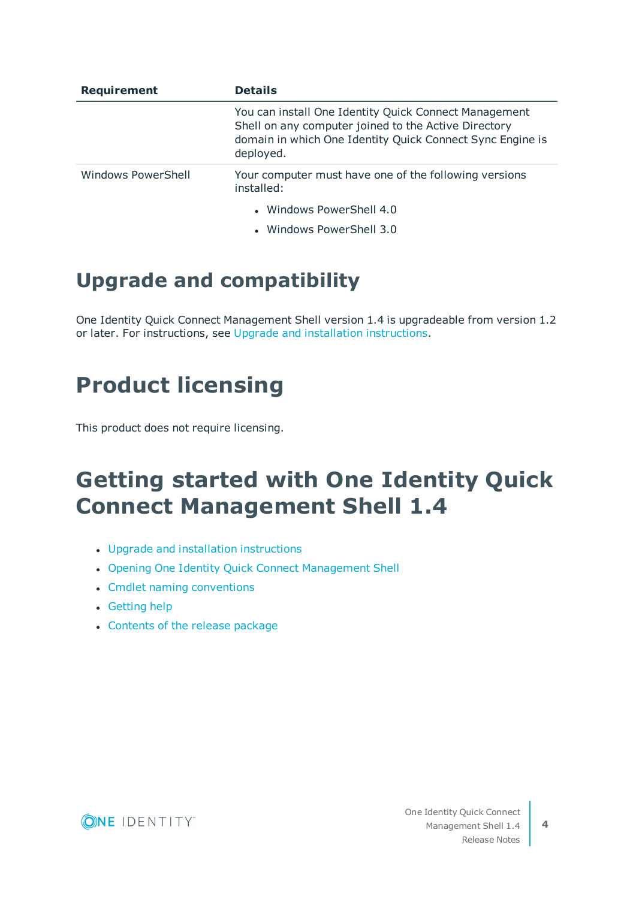| Requirement | Details |
| --- | --- |
| | You can install One Identity Quick Connect Management Shell on any computer joined to the Active Directory domain in which One Identity Quick Connect Sync Engine is deployed. |
| Windows PowerShell | Your computer must have one of the following versions installed:<br>• Windows PowerShell 4.0<br>• Windows PowerShell 3.0 |

## Upgrade and compatibility

One Identity Quick Connect Management Shell version 1.4 is upgradeable from version 1.2 or later. For instructions, see Upgrade and installation instructions.

## Product licensing

This product does not require licensing.

## Getting started with One Identity Quick Connect Management Shell 1.4

- Upgrade and installation instructions
- Opening One Identity Quick Connect Management Shell
- Cmdlet naming conventions
- Getting help
- Contents of the release package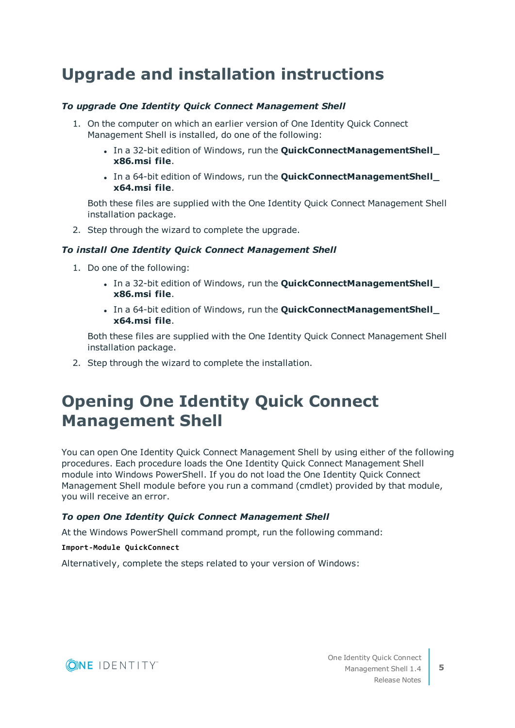# Upgrade and installation instructions

***To upgrade One Identity Quick Connect Management Shell***

1. On the computer on which an earlier version of One Identity Quick Connect Management Shell is installed, do one of the following:
   - In a 32-bit edition of Windows, run the **QuickConnectManagementShell_x86.msi file**.
   - In a 64-bit edition of Windows, run the **QuickConnectManagementShell_x64.msi file**.

   Both these files are supplied with the One Identity Quick Connect Management Shell installation package.
2. Step through the wizard to complete the upgrade.

***To install One Identity Quick Connect Management Shell***

1. Do one of the following:
   - In a 32-bit edition of Windows, run the **QuickConnectManagementShell_x86.msi file**.
   - In a 64-bit edition of Windows, run the **QuickConnectManagementShell_x64.msi file**.

   Both these files are supplied with the One Identity Quick Connect Management Shell installation package.
2. Step through the wizard to complete the installation.

# Opening One Identity Quick Connect Management Shell

You can open One Identity Quick Connect Management Shell by using either of the following procedures. Each procedure loads the One Identity Quick Connect Management Shell module into Windows PowerShell. If you do not load the One Identity Quick Connect Management Shell module before you run a command (cmdlet) provided by that module, you will receive an error.

***To open One Identity Quick Connect Management Shell***

At the Windows PowerShell command prompt, run the following command:

```
Import-Module QuickConnect
```

Alternatively, complete the steps related to your version of Windows: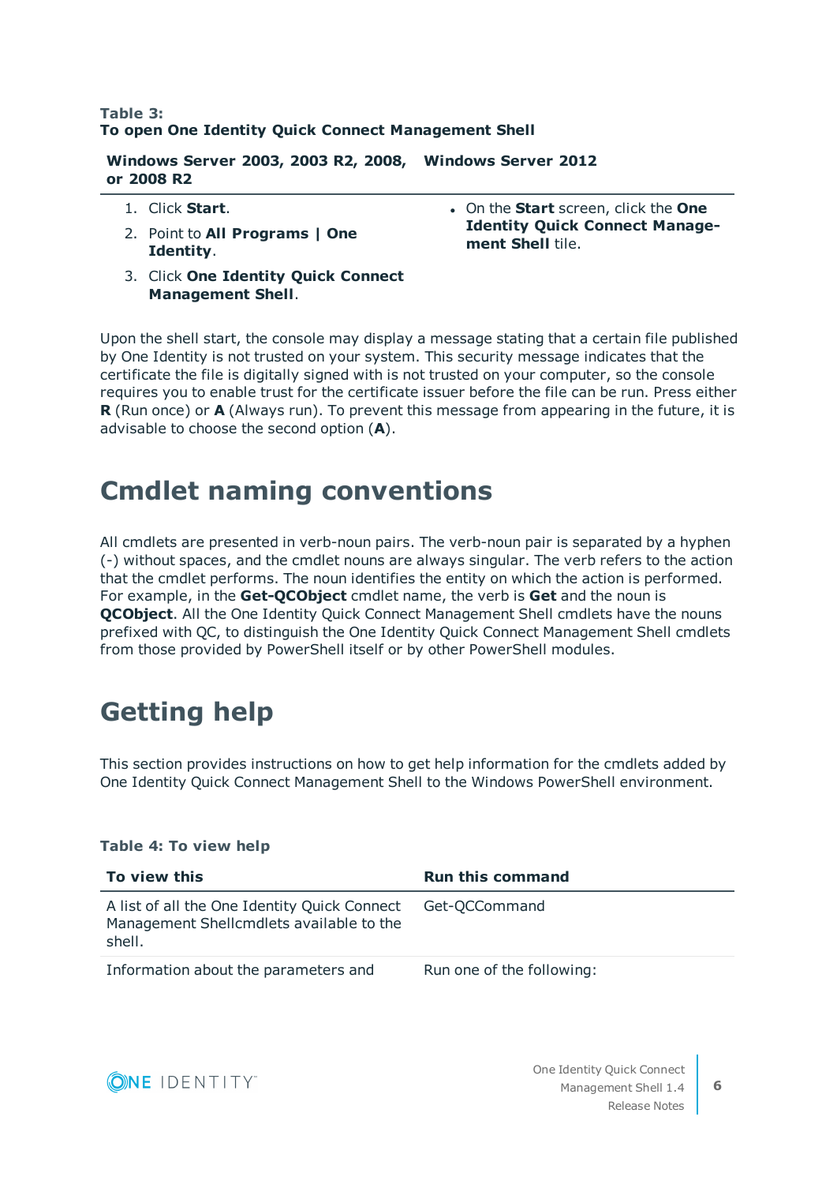**Table 3: To open One Identity Quick Connect Management Shell**

| Windows Server 2003, 2003 R2, 2008, or 2008 R2 | Windows Server 2012 |
|---|---|
| 1. Click **Start**.<br>2. Point to **All Programs \| One Identity**.<br>3. Click **One Identity Quick Connect Management Shell**. | • On the **Start** screen, click the **One Identity Quick Connect Management Shell** tile. |

Upon the shell start, the console may display a message stating that a certain file published by One Identity is not trusted on your system. This security message indicates that the certificate the file is digitally signed with is not trusted on your computer, so the console requires you to enable trust for the certificate issuer before the file can be run. Press either **R** (Run once) or **A** (Always run). To prevent this message from appearing in the future, it is advisable to choose the second option (**A**).

# Cmdlet naming conventions

All cmdlets are presented in verb-noun pairs. The verb-noun pair is separated by a hyphen (-) without spaces, and the cmdlet nouns are always singular. The verb refers to the action that the cmdlet performs. The noun identifies the entity on which the action is performed. For example, in the **Get-QCObject** cmdlet name, the verb is **Get** and the noun is **QCObject**. All the One Identity Quick Connect Management Shell cmdlets have the nouns prefixed with QC, to distinguish the One Identity Quick Connect Management Shell cmdlets from those provided by PowerShell itself or by other PowerShell modules.

# Getting help

This section provides instructions on how to get help information for the cmdlets added by One Identity Quick Connect Management Shell to the Windows PowerShell environment.

**Table 4: To view help**

| To view this | Run this command |
|---|---|
| A list of all the One Identity Quick Connect Management Shellcmdlets available to the shell. | Get-QCCommand |
| Information about the parameters and | Run one of the following: |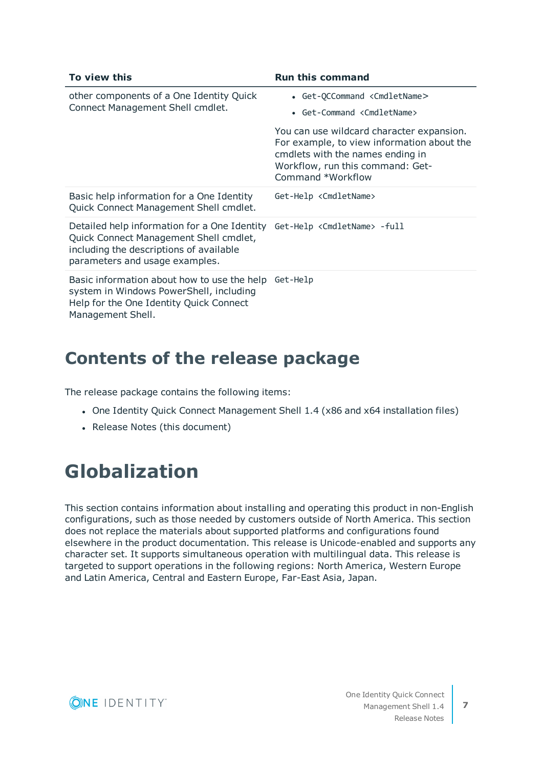| To view this | Run this command |
| --- | --- |
| other components of a One Identity Quick Connect Management Shell cmdlet. | • `Get-QCCommand <CmdletName>`<br>• `Get-Command <CmdletName>`<br><br>You can use wildcard character expansion. For example, to view information about the cmdlets with the names ending in Workflow, run this command: Get-Command *Workflow |
| Basic help information for a One Identity Quick Connect Management Shell cmdlet. | `Get-Help <CmdletName>` |
| Detailed help information for a One Identity Quick Connect Management Shell cmdlet, including the descriptions of available parameters and usage examples. | `Get-Help <CmdletName> -full` |
| Basic information about how to use the help system in Windows PowerShell, including Help for the One Identity Quick Connect Management Shell. | `Get-Help` |

## Contents of the release package

The release package contains the following items:

- One Identity Quick Connect Management Shell 1.4 (x86 and x64 installation files)
- Release Notes (this document)

# Globalization

This section contains information about installing and operating this product in non-English configurations, such as those needed by customers outside of North America. This section does not replace the materials about supported platforms and configurations found elsewhere in the product documentation. This release is Unicode-enabled and supports any character set. It supports simultaneous operation with multilingual data. This release is targeted to support operations in the following regions: North America, Western Europe and Latin America, Central and Eastern Europe, Far-East Asia, Japan.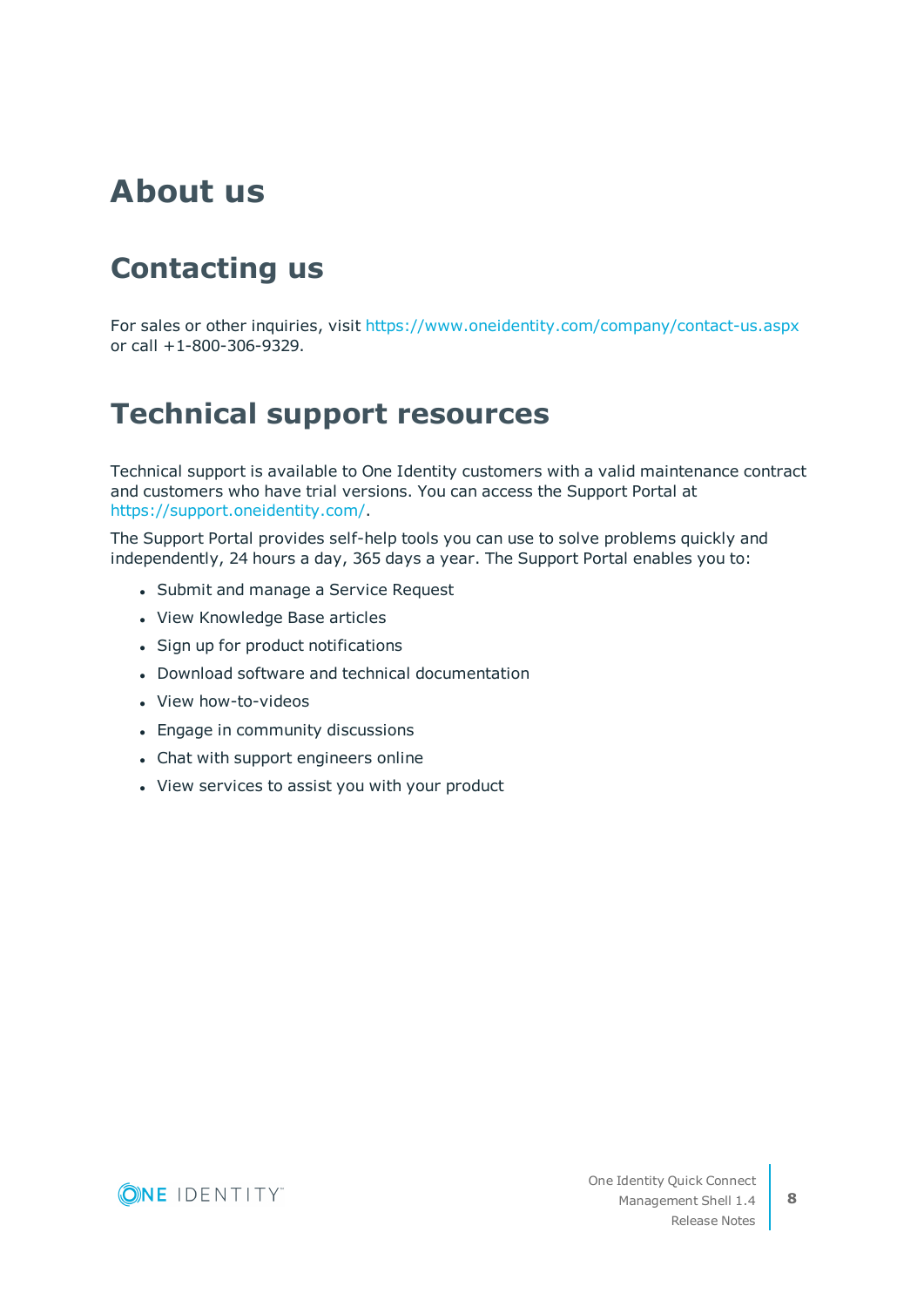# About us

## Contacting us

For sales or other inquiries, visit https://www.oneidentity.com/company/contact-us.aspx or call +1-800-306-9329.

## Technical support resources

Technical support is available to One Identity customers with a valid maintenance contract and customers who have trial versions. You can access the Support Portal at https://support.oneidentity.com/.

The Support Portal provides self-help tools you can use to solve problems quickly and independently, 24 hours a day, 365 days a year. The Support Portal enables you to:

- Submit and manage a Service Request
- View Knowledge Base articles
- Sign up for product notifications
- Download software and technical documentation
- View how-to-videos
- Engage in community discussions
- Chat with support engineers online
- View services to assist you with your product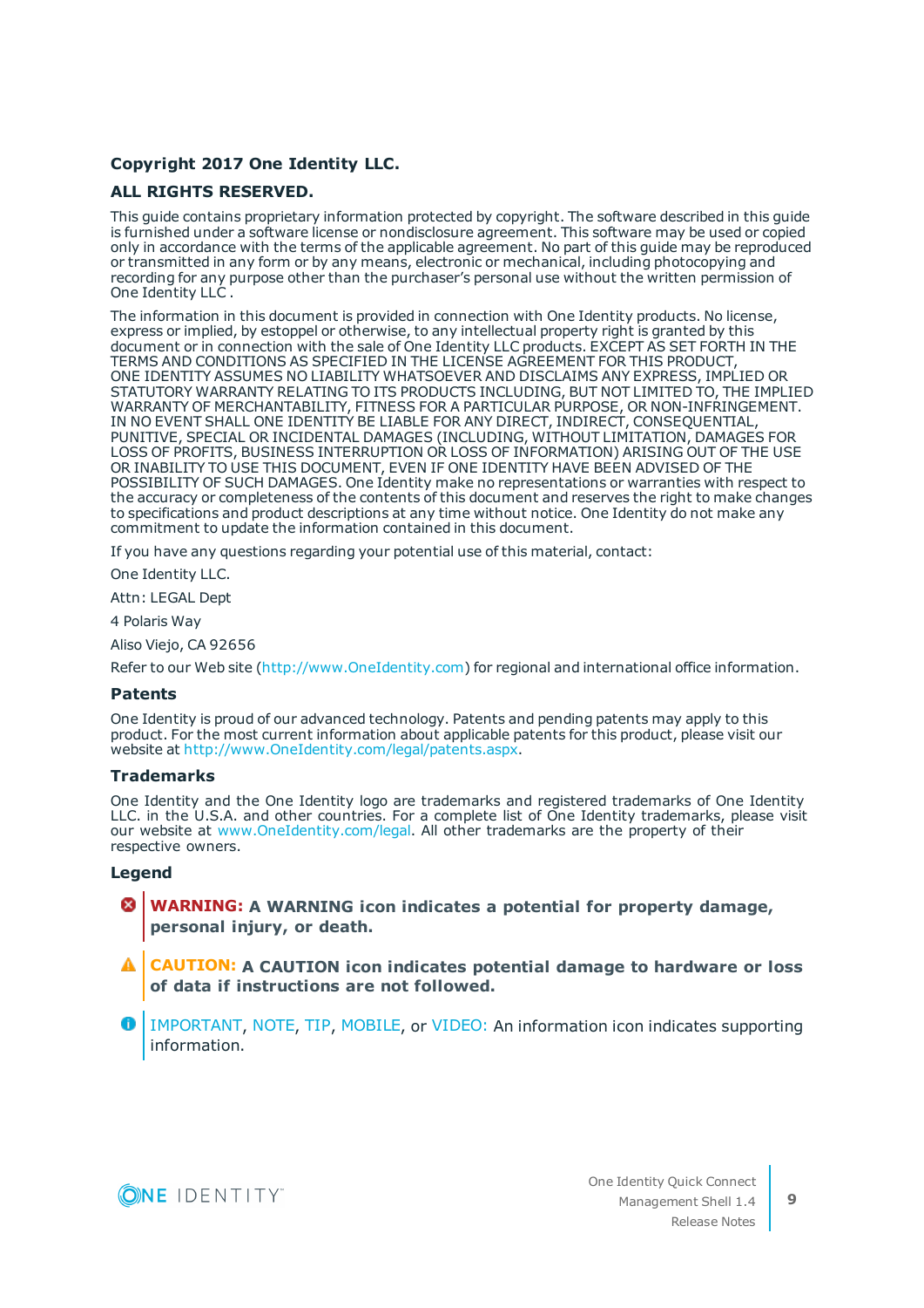**Copyright 2017 One Identity LLC.**

**ALL RIGHTS RESERVED.**

This guide contains proprietary information protected by copyright. The software described in this guide is furnished under a software license or nondisclosure agreement. This software may be used or copied only in accordance with the terms of the applicable agreement. No part of this guide may be reproduced or transmitted in any form or by any means, electronic or mechanical, including photocopying and recording for any purpose other than the purchaser's personal use without the written permission of One Identity LLC .

The information in this document is provided in connection with One Identity products. No license, express or implied, by estoppel or otherwise, to any intellectual property right is granted by this document or in connection with the sale of One Identity LLC products. EXCEPT AS SET FORTH IN THE TERMS AND CONDITIONS AS SPECIFIED IN THE LICENSE AGREEMENT FOR THIS PRODUCT, ONE IDENTITY ASSUMES NO LIABILITY WHATSOEVER AND DISCLAIMS ANY EXPRESS, IMPLIED OR STATUTORY WARRANTY RELATING TO ITS PRODUCTS INCLUDING, BUT NOT LIMITED TO, THE IMPLIED WARRANTY OF MERCHANTABILITY, FITNESS FOR A PARTICULAR PURPOSE, OR NON-INFRINGEMENT. IN NO EVENT SHALL ONE IDENTITY BE LIABLE FOR ANY DIRECT, INDIRECT, CONSEQUENTIAL, PUNITIVE, SPECIAL OR INCIDENTAL DAMAGES (INCLUDING, WITHOUT LIMITATION, DAMAGES FOR LOSS OF PROFITS, BUSINESS INTERRUPTION OR LOSS OF INFORMATION) ARISING OUT OF THE USE OR INABILITY TO USE THIS DOCUMENT, EVEN IF ONE IDENTITY HAVE BEEN ADVISED OF THE POSSIBILITY OF SUCH DAMAGES. One Identity make no representations or warranties with respect to the accuracy or completeness of the contents of this document and reserves the right to make changes to specifications and product descriptions at any time without notice. One Identity do not make any commitment to update the information contained in this document.

If you have any questions regarding your potential use of this material, contact:

One Identity LLC.

Attn: LEGAL Dept

4 Polaris Way

Aliso Viejo, CA 92656

Refer to our Web site (http://www.OneIdentity.com) for regional and international office information.

### Patents

One Identity is proud of our advanced technology. Patents and pending patents may apply to this product. For the most current information about applicable patents for this product, please visit our website at http://www.OneIdentity.com/legal/patents.aspx.

### Trademarks

One Identity and the One Identity logo are trademarks and registered trademarks of One Identity LLC. in the U.S.A. and other countries. For a complete list of One Identity trademarks, please visit our website at www.OneIdentity.com/legal. All other trademarks are the property of their respective owners.

### Legend

**WARNING: A WARNING icon indicates a potential for property damage, personal injury, or death.**

**CAUTION: A CAUTION icon indicates potential damage to hardware or loss of data if instructions are not followed.**

IMPORTANT, NOTE, TIP, MOBILE, or VIDEO: An information icon indicates supporting information.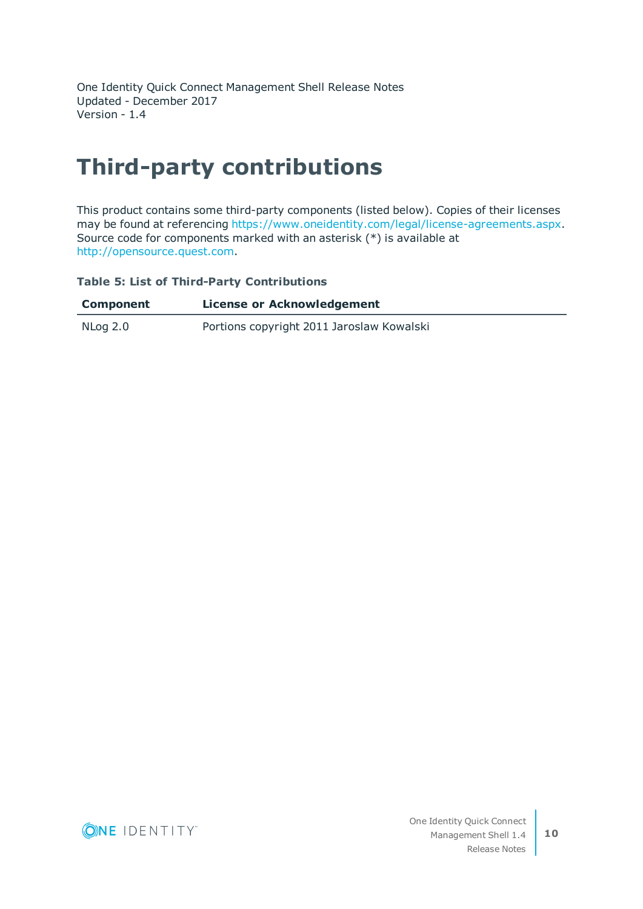One Identity Quick Connect Management Shell Release Notes
Updated - December 2017
Version - 1.4

# Third-party contributions

This product contains some third-party components (listed below). Copies of their licenses may be found at referencing https://www.oneidentity.com/legal/license-agreements.aspx. Source code for components marked with an asterisk (*) is available at http://opensource.quest.com.

**Table 5: List of Third-Party Contributions**

| Component | License or Acknowledgement |
| --- | --- |
| NLog 2.0 | Portions copyright 2011 Jaroslaw Kowalski |